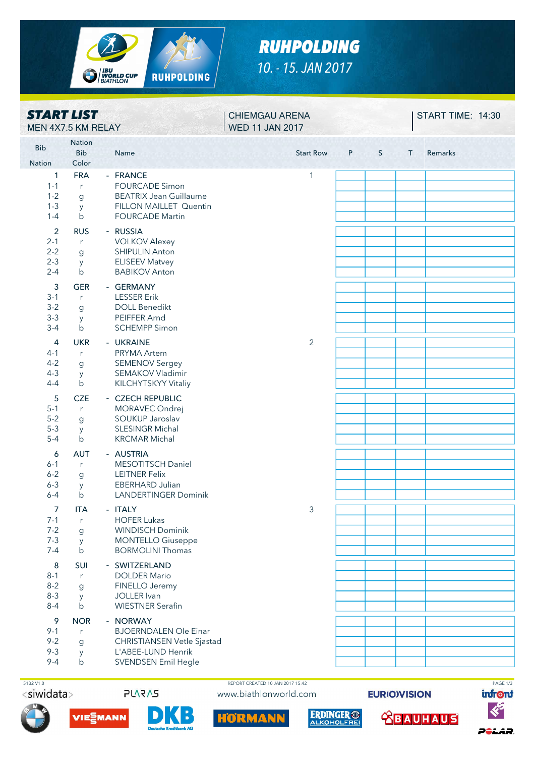# RUHPOLDING

10. - 15. JAN 2017

## START LIST

MEN 4X7.5 KM RELAY

CHIEMGAU ARENA
WED 11 JAN 2017

START TIME: 14:30

| Bib Nation | Nation Bib Color | Name | Start Row | P | S | T | Remarks |
|---|---|---|---|---|---|---|---|
| 1 | FRA | - FRANCE | 1 | | | | |
| 1-1 | r | FOURCADE Simon | | | | | |
| 1-2 | g | BEATRIX Jean Guillaume | | | | | |
| 1-3 | y | FILLON MAILLET Quentin | | | | | |
| 1-4 | b | FOURCADE Martin | | | | | |
| 2 | RUS | - RUSSIA | | | | | |
| 2-1 | r | VOLKOV Alexey | | | | | |
| 2-2 | g | SHIPULIN Anton | | | | | |
| 2-3 | y | ELISEEV Matvey | | | | | |
| 2-4 | b | BABIKOV Anton | | | | | |
| 3 | GER | - GERMANY | | | | | |
| 3-1 | r | LESSER Erik | | | | | |
| 3-2 | g | DOLL Benedikt | | | | | |
| 3-3 | y | PEIFFER Arnd | | | | | |
| 3-4 | b | SCHEMPP Simon | | | | | |
| 4 | UKR | - UKRAINE | 2 | | | | |
| 4-1 | r | PRYMA Artem | | | | | |
| 4-2 | g | SEMENOV Sergey | | | | | |
| 4-3 | y | SEMAKOV Vladimir | | | | | |
| 4-4 | b | KILCHYTSKYY Vitaliy | | | | | |
| 5 | CZE | - CZECH REPUBLIC | | | | | |
| 5-1 | r | MORAVEC Ondrej | | | | | |
| 5-2 | g | SOUKUP Jaroslav | | | | | |
| 5-3 | y | SLESINGR Michal | | | | | |
| 5-4 | b | KRCMAR Michal | | | | | |
| 6 | AUT | - AUSTRIA | | | | | |
| 6-1 | r | MESOTITSCH Daniel | | | | | |
| 6-2 | g | LEITNER Felix | | | | | |
| 6-3 | y | EBERHARD Julian | | | | | |
| 6-4 | b | LANDERTINGER Dominik | | | | | |
| 7 | ITA | - ITALY | 3 | | | | |
| 7-1 | r | HOFER Lukas | | | | | |
| 7-2 | g | WINDISCH Dominik | | | | | |
| 7-3 | y | MONTELLO Giuseppe | | | | | |
| 7-4 | b | BORMOLINI Thomas | | | | | |
| 8 | SUI | - SWITZERLAND | | | | | |
| 8-1 | r | DOLDER Mario | | | | | |
| 8-2 | g | FINELLO Jeremy | | | | | |
| 8-3 | y | JOLLER Ivan | | | | | |
| 8-4 | b | WIESTNER Serafin | | | | | |
| 9 | NOR | - NORWAY | | | | | |
| 9-1 | r | BJOERNDALEN Ole Einar | | | | | |
| 9-2 | g | CHRISTIANSEN Vetle Sjastad | | | | | |
| 9-3 | y | L'ABEE-LUND Henrik | | | | | |
| 9-4 | b | SVENDSEN Emil Hegle | | | | | |

51B2 V1.0 REPORT CREATED 10 JAN 2017 15:42

www.biathlonworld.com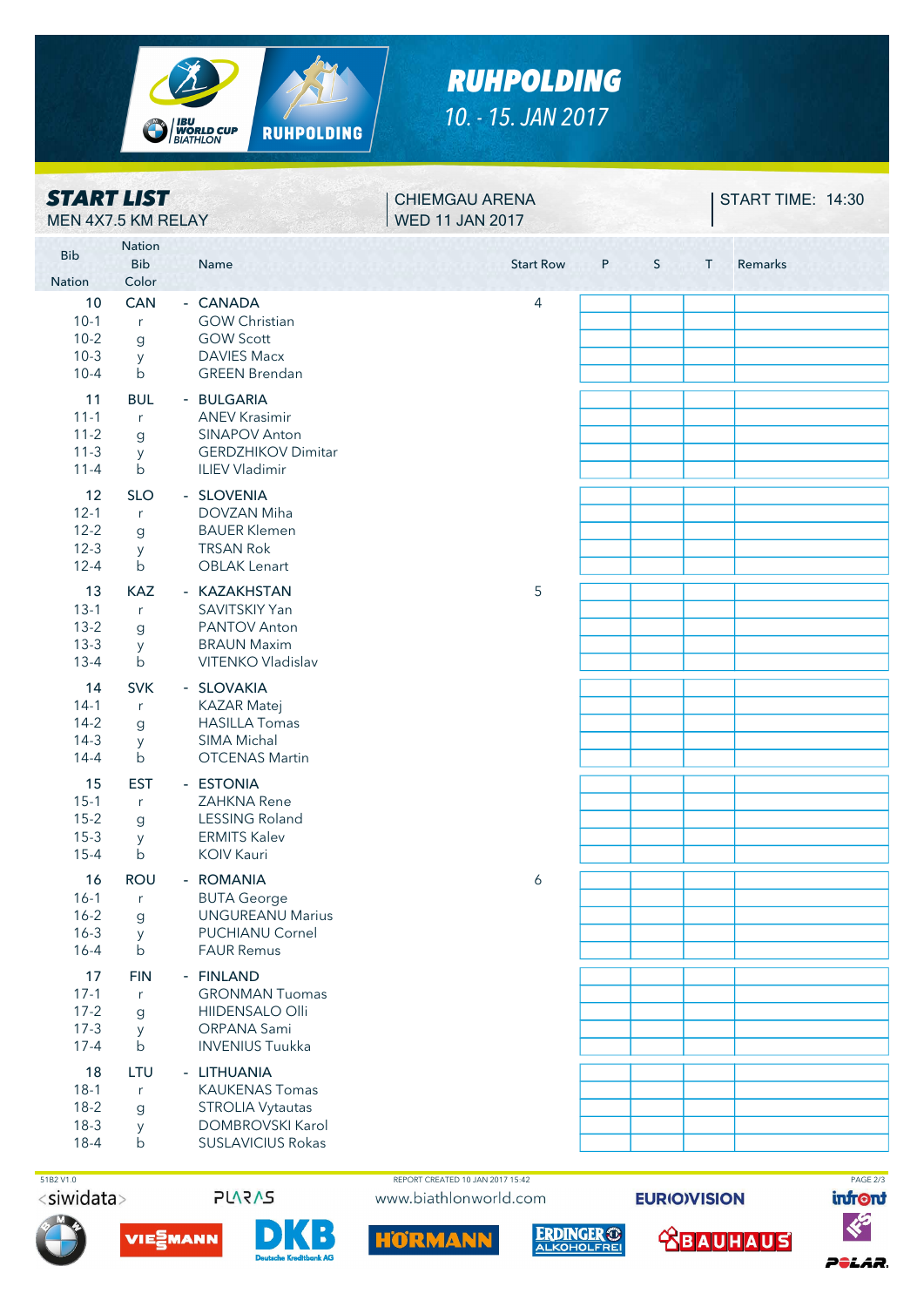# RUHPOLDING

*10. - 15. JAN 2017*

## START LIST

MEN 4X7.5 KM RELAY

CHIEMGAU ARENA
WED 11 JAN 2017

START TIME: 14:30

| Bib / Nation | Nation / Bib Color | Name | Start Row | P | S | T | Remarks |
|---|---|---|---|---|---|---|---|
| 10 | CAN | - CANADA | 4 | | | | |
| 10-1 | r | GOW Christian | | | | | |
| 10-2 | g | GOW Scott | | | | | |
| 10-3 | y | DAVIES Macx | | | | | |
| 10-4 | b | GREEN Brendan | | | | | |
| 11 | BUL | - BULGARIA | | | | | |
| 11-1 | r | ANEV Krasimir | | | | | |
| 11-2 | g | SINAPOV Anton | | | | | |
| 11-3 | y | GERDZHIKOV Dimitar | | | | | |
| 11-4 | b | ILIEV Vladimir | | | | | |
| 12 | SLO | - SLOVENIA | | | | | |
| 12-1 | r | DOVZAN Miha | | | | | |
| 12-2 | g | BAUER Klemen | | | | | |
| 12-3 | y | TRSAN Rok | | | | | |
| 12-4 | b | OBLAK Lenart | | | | | |
| 13 | KAZ | - KAZAKHSTAN | 5 | | | | |
| 13-1 | r | SAVITSKIY Yan | | | | | |
| 13-2 | g | PANTOV Anton | | | | | |
| 13-3 | y | BRAUN Maxim | | | | | |
| 13-4 | b | VITENKO Vladislav | | | | | |
| 14 | SVK | - SLOVAKIA | | | | | |
| 14-1 | r | KAZAR Matej | | | | | |
| 14-2 | g | HASILLA Tomas | | | | | |
| 14-3 | y | SIMA Michal | | | | | |
| 14-4 | b | OTCENAS Martin | | | | | |
| 15 | EST | - ESTONIA | | | | | |
| 15-1 | r | ZAHKNA Rene | | | | | |
| 15-2 | g | LESSING Roland | | | | | |
| 15-3 | y | ERMITS Kalev | | | | | |
| 15-4 | b | KOIV Kauri | | | | | |
| 16 | ROU | - ROMANIA | 6 | | | | |
| 16-1 | r | BUTA George | | | | | |
| 16-2 | g | UNGUREANU Marius | | | | | |
| 16-3 | y | PUCHIANU Cornel | | | | | |
| 16-4 | b | FAUR Remus | | | | | |
| 17 | FIN | - FINLAND | | | | | |
| 17-1 | r | GRONMAN Tuomas | | | | | |
| 17-2 | g | HIIDENSALO Olli | | | | | |
| 17-3 | y | ORPANA Sami | | | | | |
| 17-4 | b | INVENIUS Tuukka | | | | | |
| 18 | LTU | - LITHUANIA | | | | | |
| 18-1 | r | KAUKENAS Tomas | | | | | |
| 18-2 | g | STROLIA Vytautas | | | | | |
| 18-3 | y | DOMBROVSKI Karol | | | | | |
| 18-4 | b | SUSLAVICIUS Rokas | | | | | |

51B2 V1.0 REPORT CREATED 10 JAN 2017 15:42

www.biathlonworld.com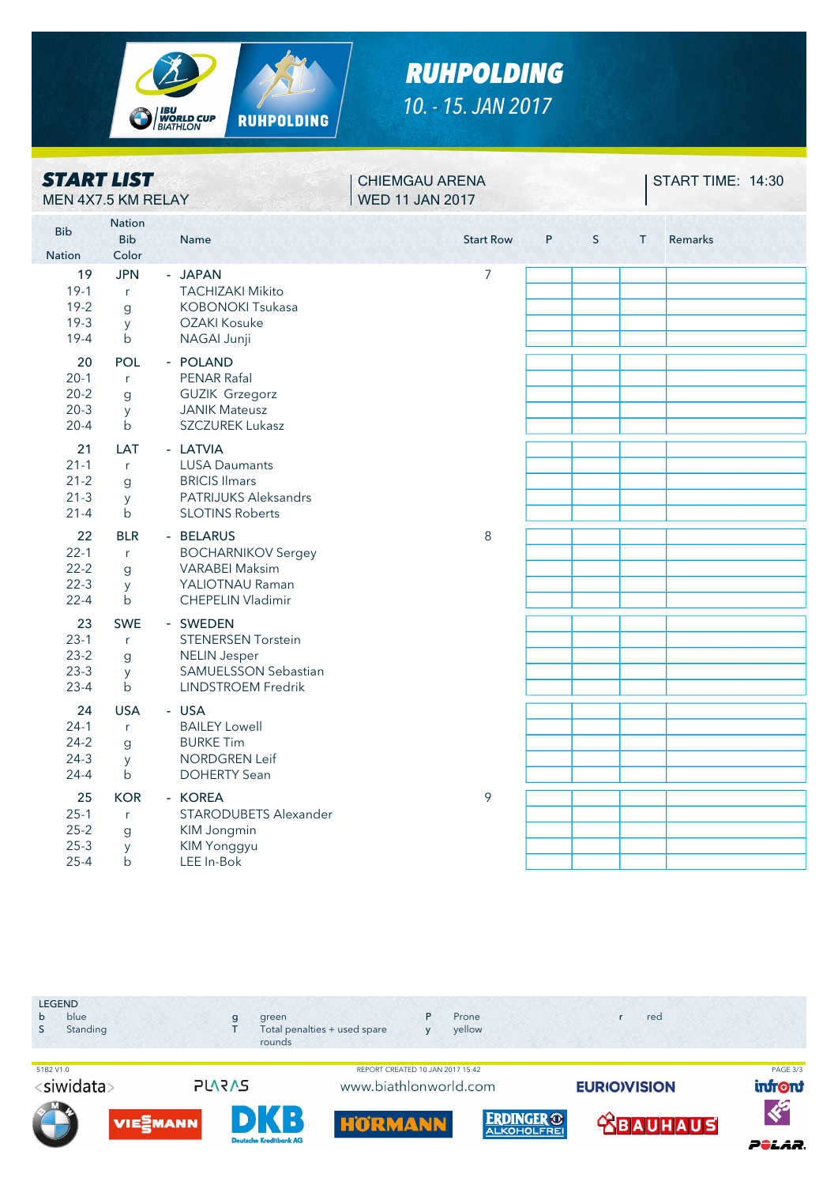# RUHPOLDING

10. - 15. JAN 2017

## START LIST

MEN 4X7.5 KM RELAY

CHIEMGAU ARENA
WED 11 JAN 2017

START TIME: 14:30

| Bib Nation | Nation Bib Color | Name | Start Row | P | S | T | Remarks |
|---|---|---|---|---|---|---|---|
| 19 | JPN | - JAPAN | 7 | | | | |
| 19-1 | r | TACHIZAKI Mikito | | | | | |
| 19-2 | g | KOBONOKI Tsukasa | | | | | |
| 19-3 | y | OZAKI Kosuke | | | | | |
| 19-4 | b | NAGAI Junji | | | | | |
| 20 | POL | - POLAND | | | | | |
| 20-1 | r | PENAR Rafal | | | | | |
| 20-2 | g | GUZIK Grzegorz | | | | | |
| 20-3 | y | JANIK Mateusz | | | | | |
| 20-4 | b | SZCZUREK Lukasz | | | | | |
| 21 | LAT | - LATVIA | | | | | |
| 21-1 | r | LUSA Daumants | | | | | |
| 21-2 | g | BRICIS Ilmars | | | | | |
| 21-3 | y | PATRIJUKS Aleksandrs | | | | | |
| 21-4 | b | SLOTINS Roberts | | | | | |
| 22 | BLR | - BELARUS | 8 | | | | |
| 22-1 | r | BOCHARNIKOV Sergey | | | | | |
| 22-2 | g | VARABEI Maksim | | | | | |
| 22-3 | y | YALIOTNAU Raman | | | | | |
| 22-4 | b | CHEPELIN Vladimir | | | | | |
| 23 | SWE | - SWEDEN | | | | | |
| 23-1 | r | STENERSEN Torstein | | | | | |
| 23-2 | g | NELIN Jesper | | | | | |
| 23-3 | y | SAMUELSSON Sebastian | | | | | |
| 23-4 | b | LINDSTROEM Fredrik | | | | | |
| 24 | USA | - USA | | | | | |
| 24-1 | r | BAILEY Lowell | | | | | |
| 24-2 | g | BURKE Tim | | | | | |
| 24-3 | y | NORDGREN Leif | | | | | |
| 24-4 | b | DOHERTY Sean | | | | | |
| 25 | KOR | - KOREA | 9 | | | | |
| 25-1 | r | STARODUBETS Alexander | | | | | |
| 25-2 | g | KIM Jongmin | | | | | |
| 25-3 | y | KIM Yonggyu | | | | | |
| 25-4 | b | LEE In-Bok | | | | | |

LEGEND

| | | | | | | | |
|---|---|---|---|---|---|---|---|
| b | blue | g | green | P | Prone | r | red |
| S | Standing | T | Total penalties + used spare rounds | y | yellow | | |

51B2 V1.0

REPORT CREATED 10 JAN 2017 15:42

www.biathlonworld.com